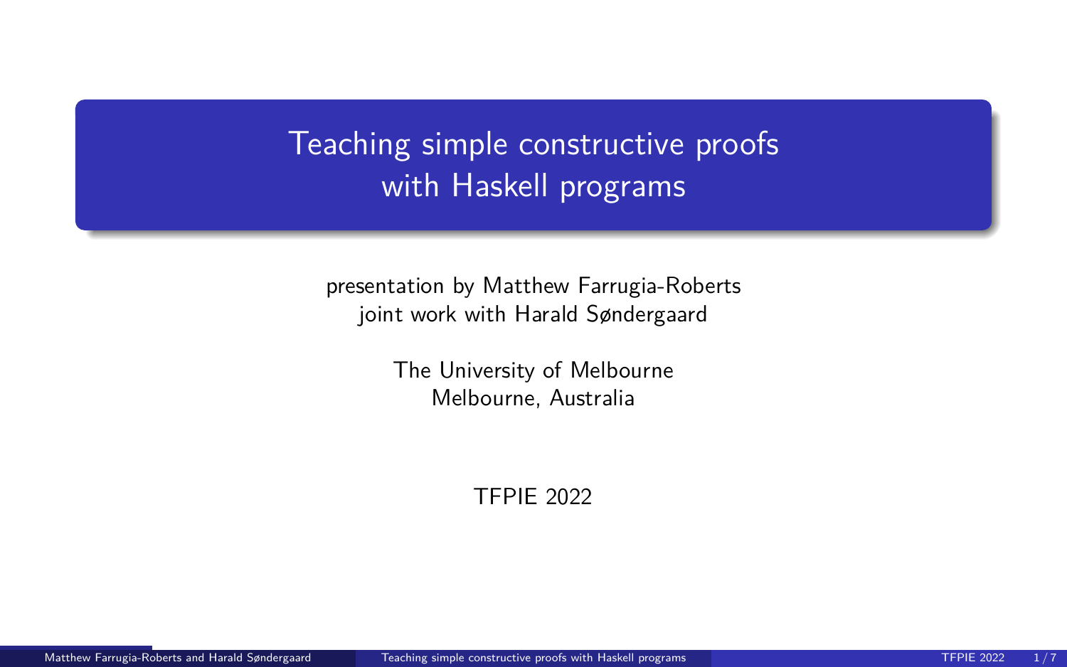# Teaching simple constructive proofs with Haskell programs

presentation by Matthew Farrugia-Roberts
joint work with Harald Søndergaard

The University of Melbourne
Melbourne, Australia

TFPIE 2022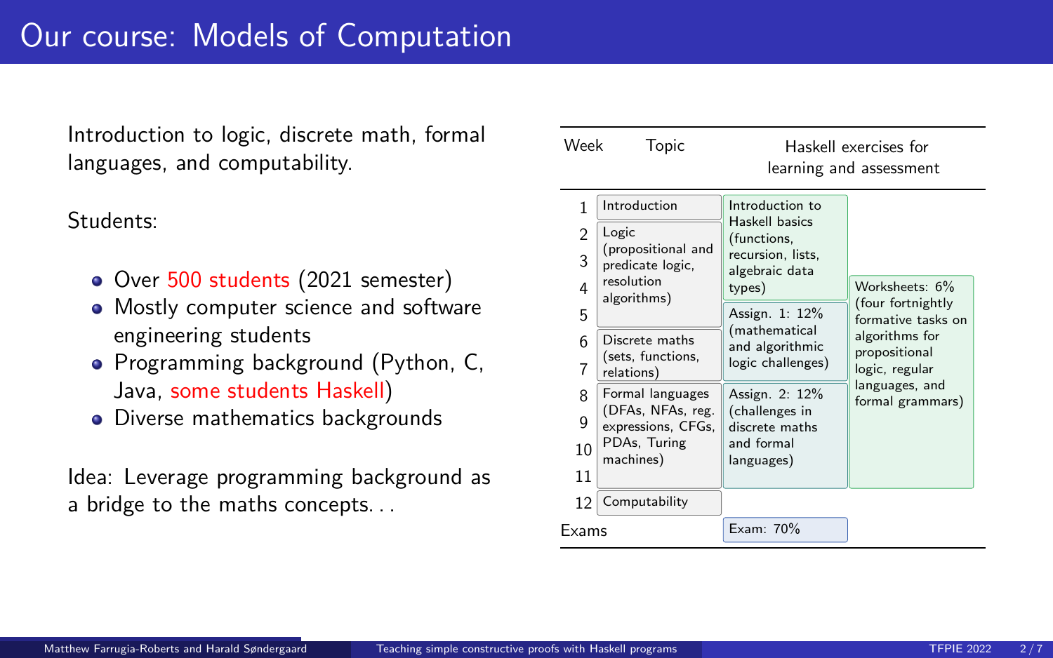# Our course: Models of Computation

Introduction to logic, discrete math, formal languages, and computability.

Students:

- Over 500 students (2021 semester)
- Mostly computer science and software engineering students
- Programming background (Python, C, Java, some students Haskell)
- Diverse mathematics backgrounds

Idea: Leverage programming background as a bridge to the maths concepts...

| Week | Topic | Haskell exercises for learning and assessment | |
|---|---|---|---|
| 1 | Introduction | Introduction to Haskell basics (functions, recursion, lists, algebraic data types) | |
| 2–5 | Logic (propositional and predicate logic, resolution algorithms) | Introduction to Haskell basics (weeks 2–4); Assign. 1: 12% (mathematical and algorithmic logic challenges) (weeks 5–7) | Worksheets: 6% (four fortnightly formative tasks on algorithms for propositional logic, regular languages, and formal grammars) (weeks 4–11) |
| 6–7 | Discrete maths (sets, functions, relations) | Assign. 1: 12% (mathematical and algorithmic logic challenges) | |
| 8–11 | Formal languages (DFAs, NFAs, reg. expressions, CFGs, PDAs, Turing machines) | Assign. 2: 12% (challenges in discrete maths and formal languages) | |
| 12 | Computability | | |
| Exams | | Exam: 70% | |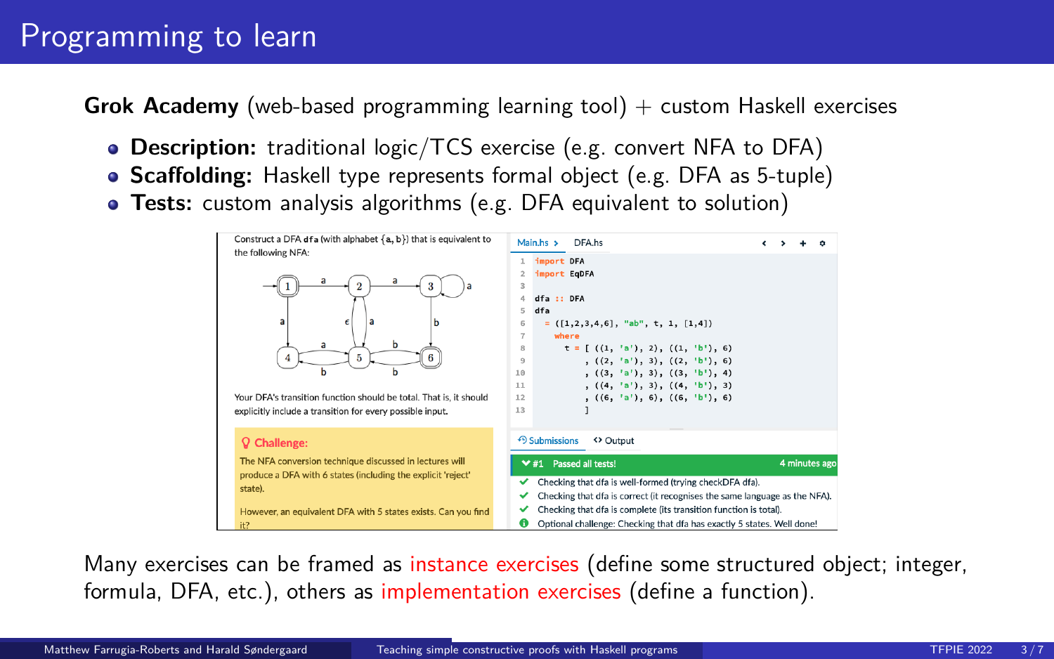# Programming to learn

**Grok Academy** (web-based programming learning tool) + custom Haskell exercises

- **Description:** traditional logic/TCS exercise (e.g. convert NFA to DFA)
- **Scaffolding:** Haskell type represents formal object (e.g. DFA as 5-tuple)
- **Tests:** custom analysis algorithms (e.g. DFA equivalent to solution)

Construct a DFA `dfa` (with alphabet {a, b}) that is equivalent to the following NFA:

Your DFA's transition function should be total. That is, it should explicitly include a transition for every possible input.

**Challenge:**

The NFA conversion technique discussed in lectures will produce a DFA with 6 states (including the explicit 'reject' state).

However, an equivalent DFA with 5 states exists. Can you find it?

Main.hs › DFA.hs

```haskell
import DFA
import EqDFA

dfa :: DFA
dfa
  = ([1,2,3,4,6], "ab", t, 1, [1,4])
    where
      t = [ ((1, 'a'), 2), ((1, 'b'), 6)
          , ((2, 'a'), 3), ((2, 'b'), 6)
          , ((3, 'a'), 3), ((3, 'b'), 4)
          , ((4, 'a'), 3), ((4, 'b'), 3)
          , ((6, 'a'), 6), ((6, 'b'), 6)
          ]
```

Submissions | Output

#1 Passed all tests! — 4 minutes ago

- ✔ Checking that dfa is well-formed (trying checkDFA dfa).
- ✔ Checking that dfa is correct (it recognises the same language as the NFA).
- ✔ Checking that dfa is complete (its transition function is total).
- ℹ Optional challenge: Checking that dfa has exactly 5 states. Well done!

Many exercises can be framed as instance exercises (define some structured object; integer, formula, DFA, etc.), others as implementation exercises (define a function).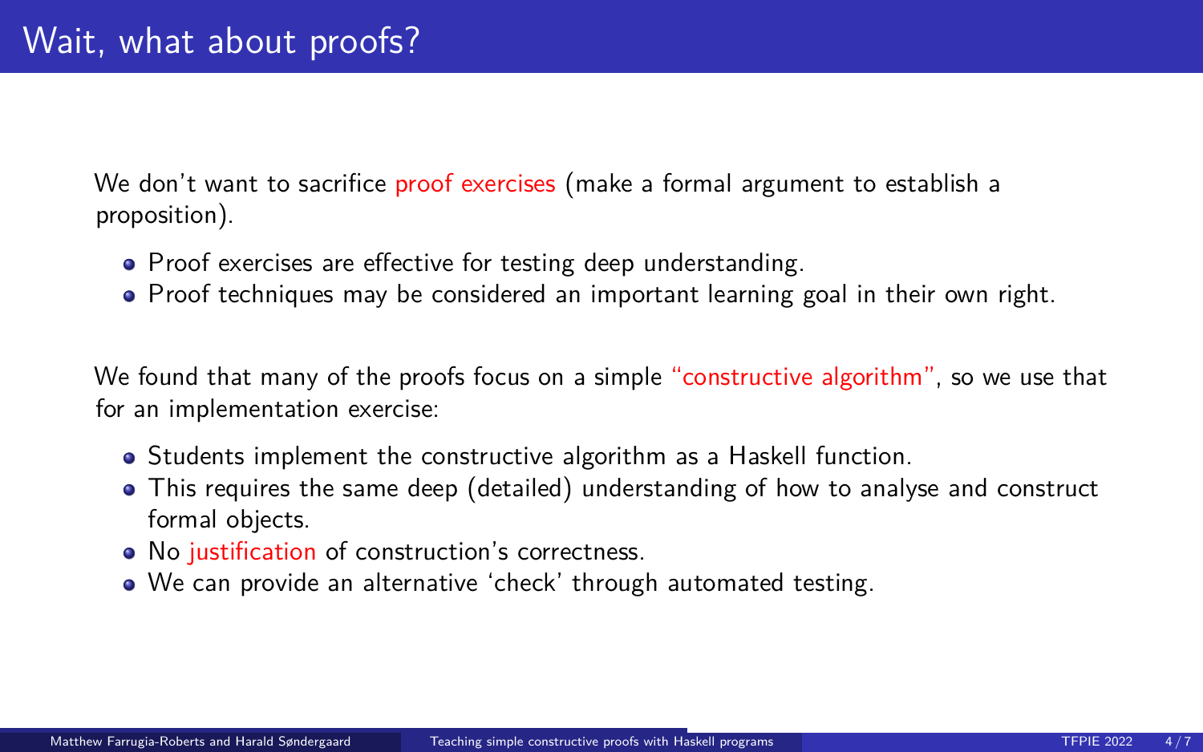# Wait, what about proofs?

We don't want to sacrifice proof exercises (make a formal argument to establish a proposition).

- Proof exercises are effective for testing deep understanding.
- Proof techniques may be considered an important learning goal in their own right.

We found that many of the proofs focus on a simple "constructive algorithm", so we use that for an implementation exercise:

- Students implement the constructive algorithm as a Haskell function.
- This requires the same deep (detailed) understanding of how to analyse and construct formal objects.
- No justification of construction's correctness.
- We can provide an alternative 'check' through automated testing.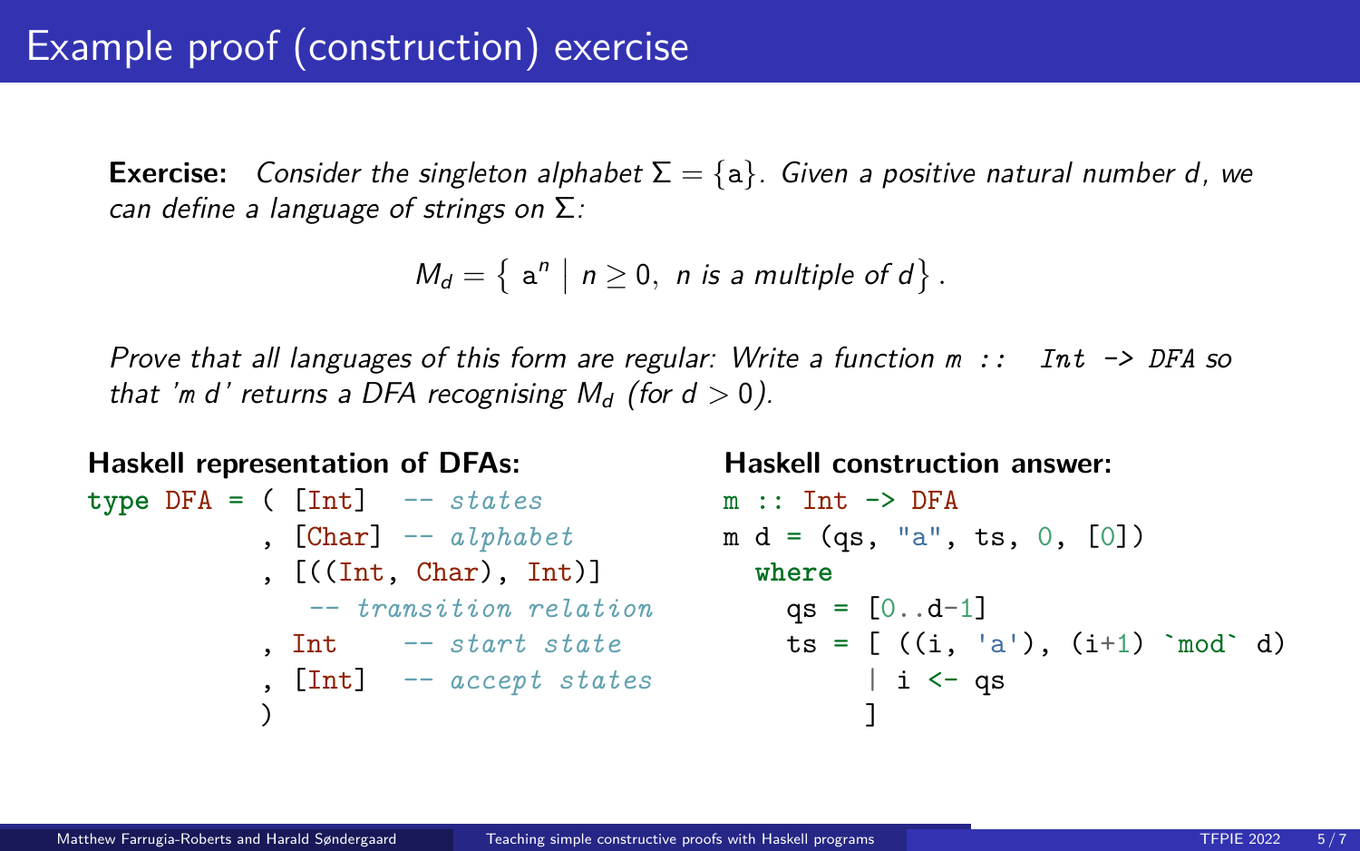# Example proof (construction) exercise

**Exercise:** *Consider the singleton alphabet $\Sigma = \{\mathtt{a}\}$. Given a positive natural number $d$, we can define a language of strings on $\Sigma$:*

$$M_d = \left\{ \mathtt{a}^n \;\middle|\; n \geq 0,\ n \text{ is a multiple of } d \right\}.$$

*Prove that all languages of this form are regular: Write a function `m :: Int -> DFA` so that '`m` $d$' returns a DFA recognising $M_d$ (for $d > 0$).*

**Haskell representation of DFAs:**

```haskell
type DFA = ( [Int]   -- states
           , [Char]  -- alphabet
           , [((Int, Char), Int)]
               -- transition relation
           , Int     -- start state
           , [Int]   -- accept states
           )
```

**Haskell construction answer:**

```haskell
m :: Int -> DFA
m d = (qs, "a", ts, 0, [0])
  where
    qs = [0..d-1]
    ts = [ ((i, 'a'), (i+1) `mod` d)
         | i <- qs
         ]
```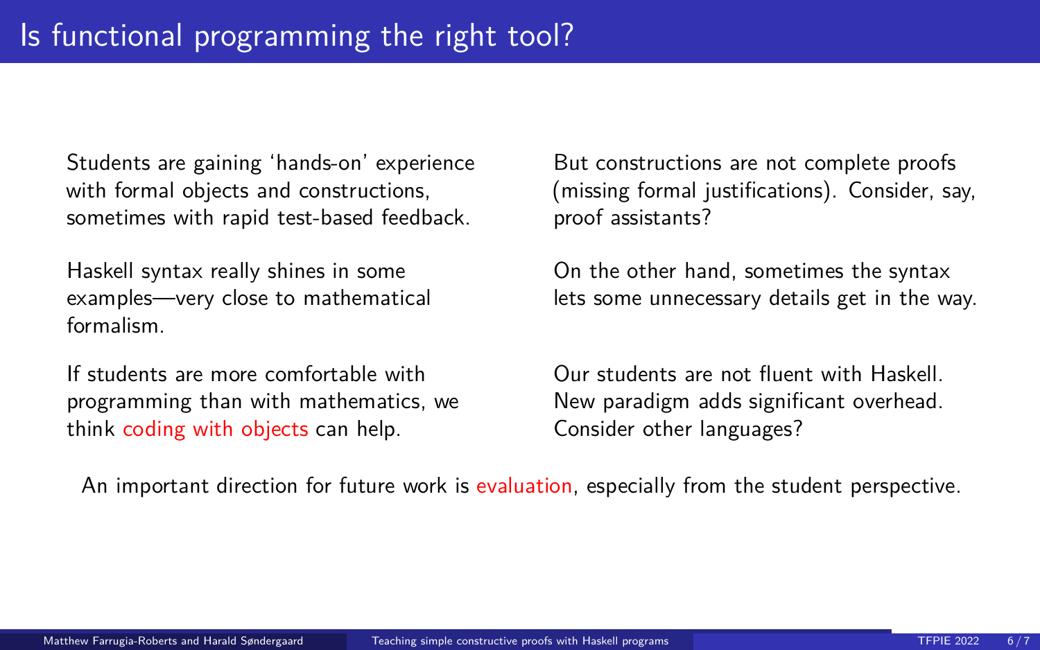# Is functional programming the right tool?

Students are gaining 'hands-on' experience with formal objects and constructions, sometimes with rapid test-based feedback.

But constructions are not complete proofs (missing formal justifications). Consider, say, proof assistants?

Haskell syntax really shines in some examples—very close to mathematical formalism.

On the other hand, sometimes the syntax lets some unnecessary details get in the way.

If students are more comfortable with programming than with mathematics, we think coding with objects can help.

Our students are not fluent with Haskell. New paradigm adds significant overhead. Consider other languages?

An important direction for future work is evaluation, especially from the student perspective.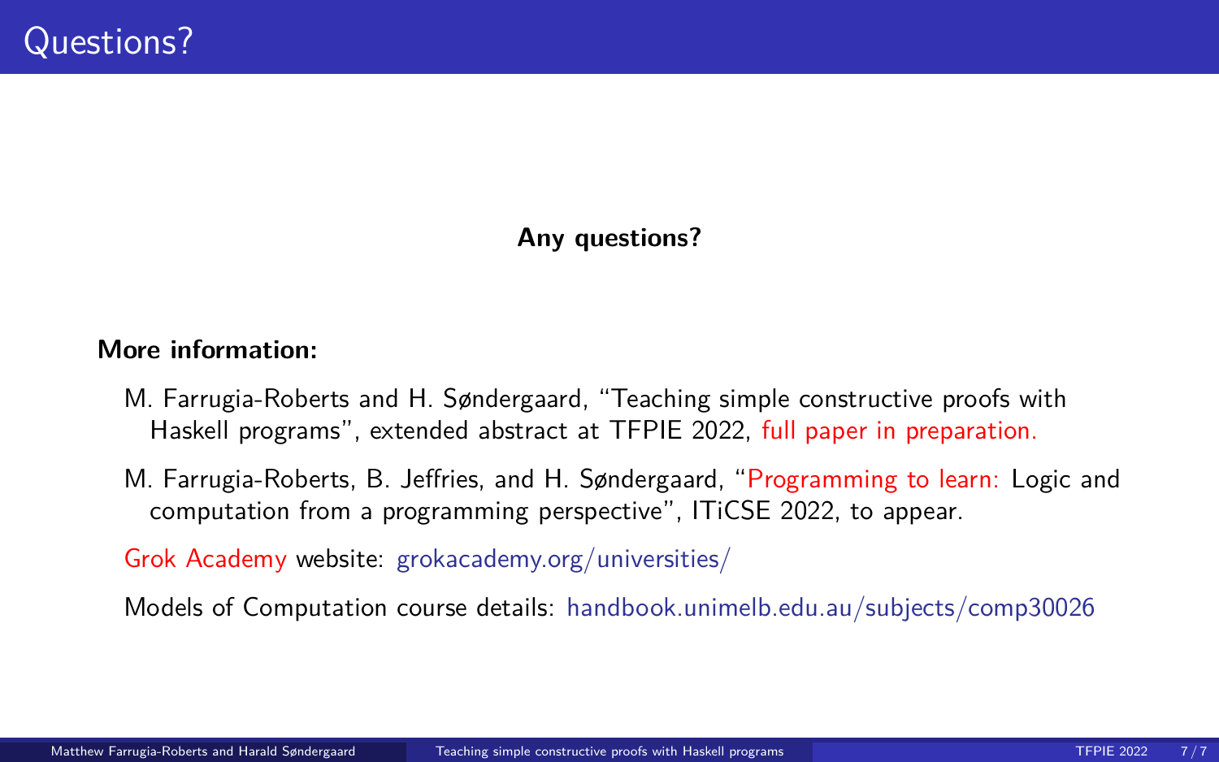# Questions?

**Any questions?**

**More information:**

- M. Farrugia-Roberts and H. Søndergaard, "Teaching simple constructive proofs with Haskell programs", extended abstract at TFPIE 2022, full paper in preparation.
- M. Farrugia-Roberts, B. Jeffries, and H. Søndergaard, "Programming to learn: Logic and computation from a programming perspective", ITiCSE 2022, to appear.
- Grok Academy website: grokacademy.org/universities/
- Models of Computation course details: handbook.unimelb.edu.au/subjects/comp30026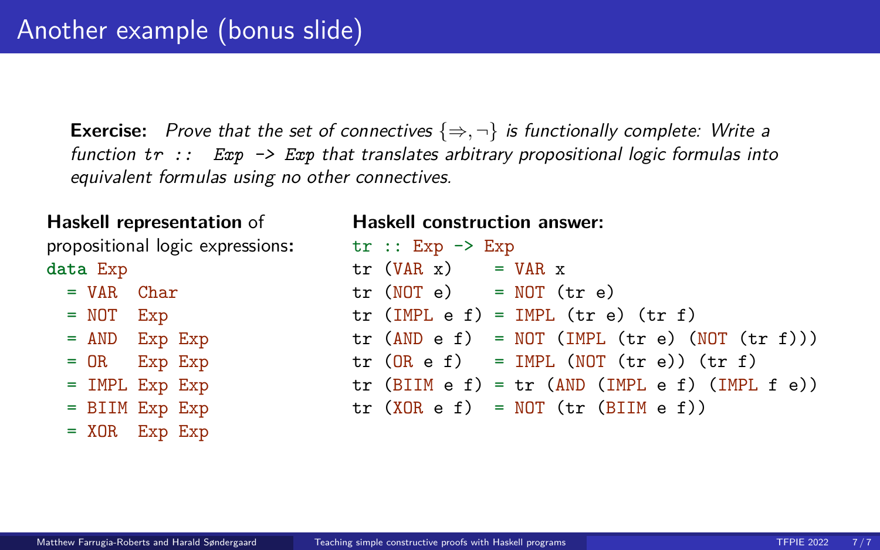# Another example (bonus slide)

**Exercise:** *Prove that the set of connectives* $\{\Rightarrow, \neg\}$ *is functionally complete: Write a function* `tr :: Exp -> Exp` *that translates arbitrary propositional logic formulas into equivalent formulas using no other connectives.*

**Haskell representation** of propositional logic expressions**:**

```
data Exp
  = VAR  Char
  = NOT  Exp
  = AND  Exp Exp
  = OR   Exp Exp
  = IMPL Exp Exp
  = BIIM Exp Exp
  = XOR  Exp Exp
```

**Haskell construction answer:**

```
tr :: Exp -> Exp
tr (VAR x)    = VAR x
tr (NOT e)    = NOT (tr e)
tr (IMPL e f) = IMPL (tr e) (tr f)
tr (AND e f)  = NOT (IMPL (tr e) (NOT (tr f)))
tr (OR e f)   = IMPL (NOT (tr e)) (tr f)
tr (BIIM e f) = tr (AND (IMPL e f) (IMPL f e))
tr (XOR e f)  = NOT (tr (BIIM e f))
```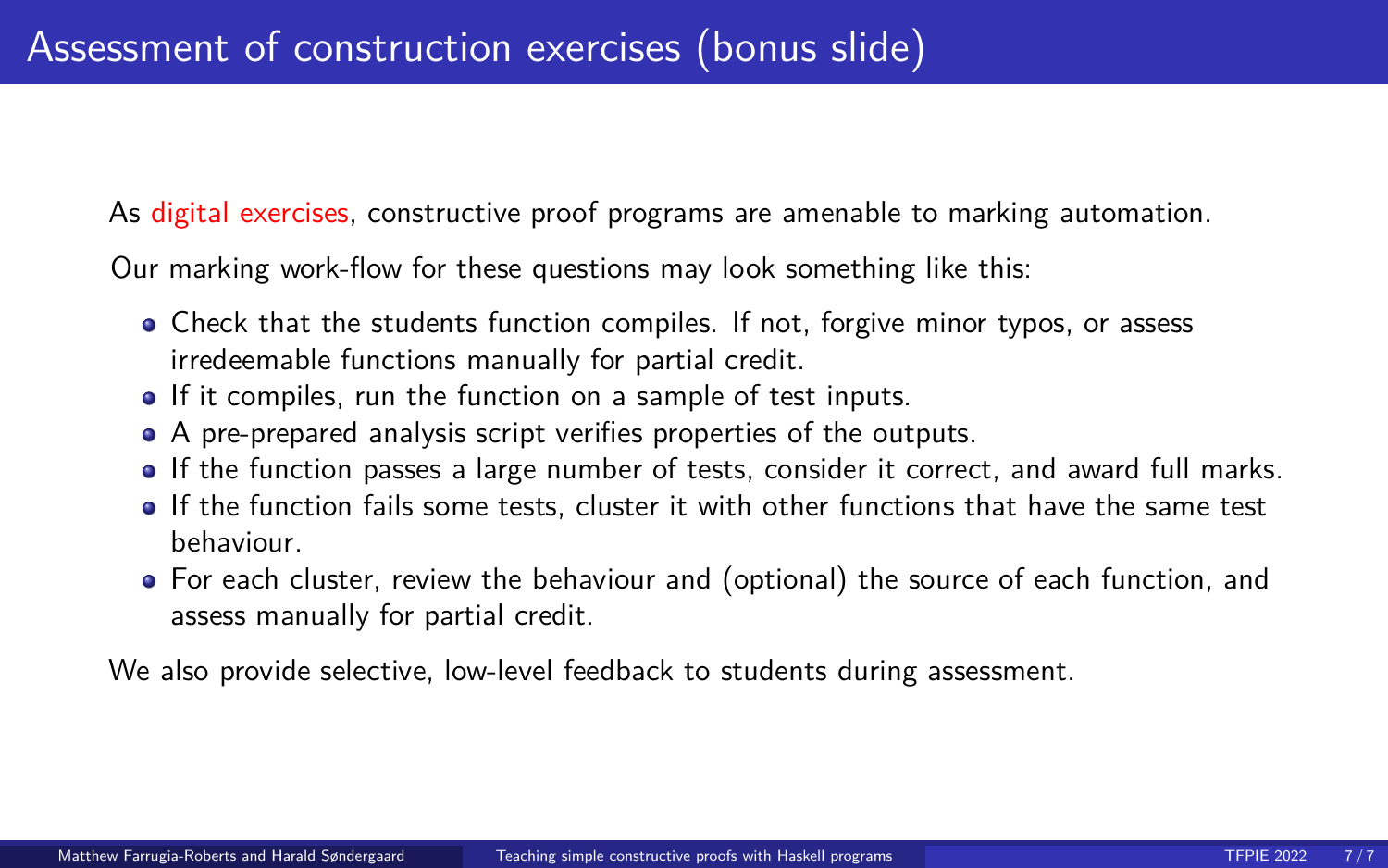# Assessment of construction exercises (bonus slide)

As digital exercises, constructive proof programs are amenable to marking automation.

Our marking work-flow for these questions may look something like this:

- Check that the students function compiles. If not, forgive minor typos, or assess irredeemable functions manually for partial credit.
- If it compiles, run the function on a sample of test inputs.
- A pre-prepared analysis script verifies properties of the outputs.
- If the function passes a large number of tests, consider it correct, and award full marks.
- If the function fails some tests, cluster it with other functions that have the same test behaviour.
- For each cluster, review the behaviour and (optional) the source of each function, and assess manually for partial credit.

We also provide selective, low-level feedback to students during assessment.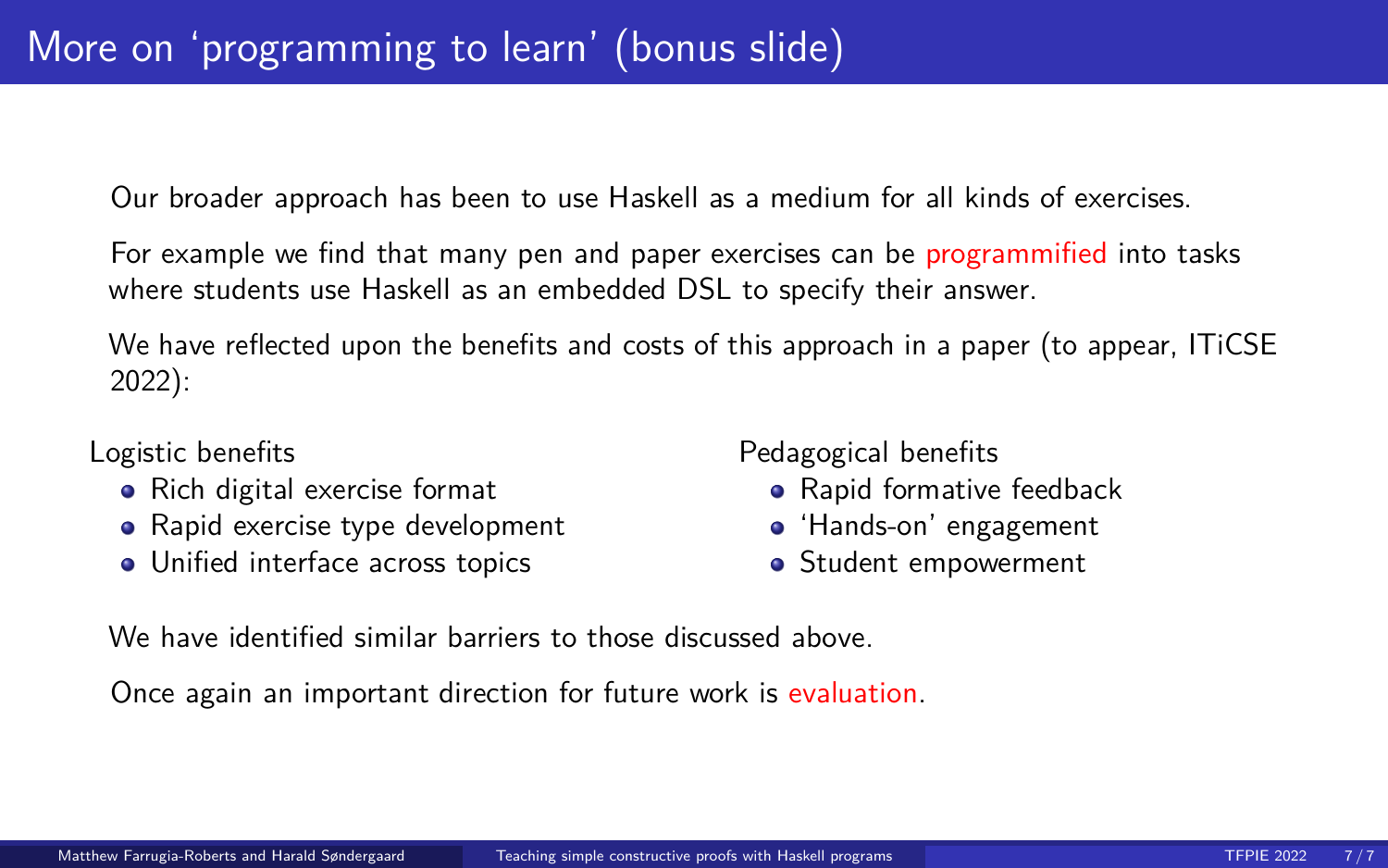# More on 'programming to learn' (bonus slide)

Our broader approach has been to use Haskell as a medium for all kinds of exercises.

For example we find that many pen and paper exercises can be programmified into tasks where students use Haskell as an embedded DSL to specify their answer.

We have reflected upon the benefits and costs of this approach in a paper (to appear, ITiCSE 2022):

Logistic benefits

- Rich digital exercise format
- Rapid exercise type development
- Unified interface across topics

Pedagogical benefits

- Rapid formative feedback
- 'Hands-on' engagement
- Student empowerment

We have identified similar barriers to those discussed above.

Once again an important direction for future work is evaluation.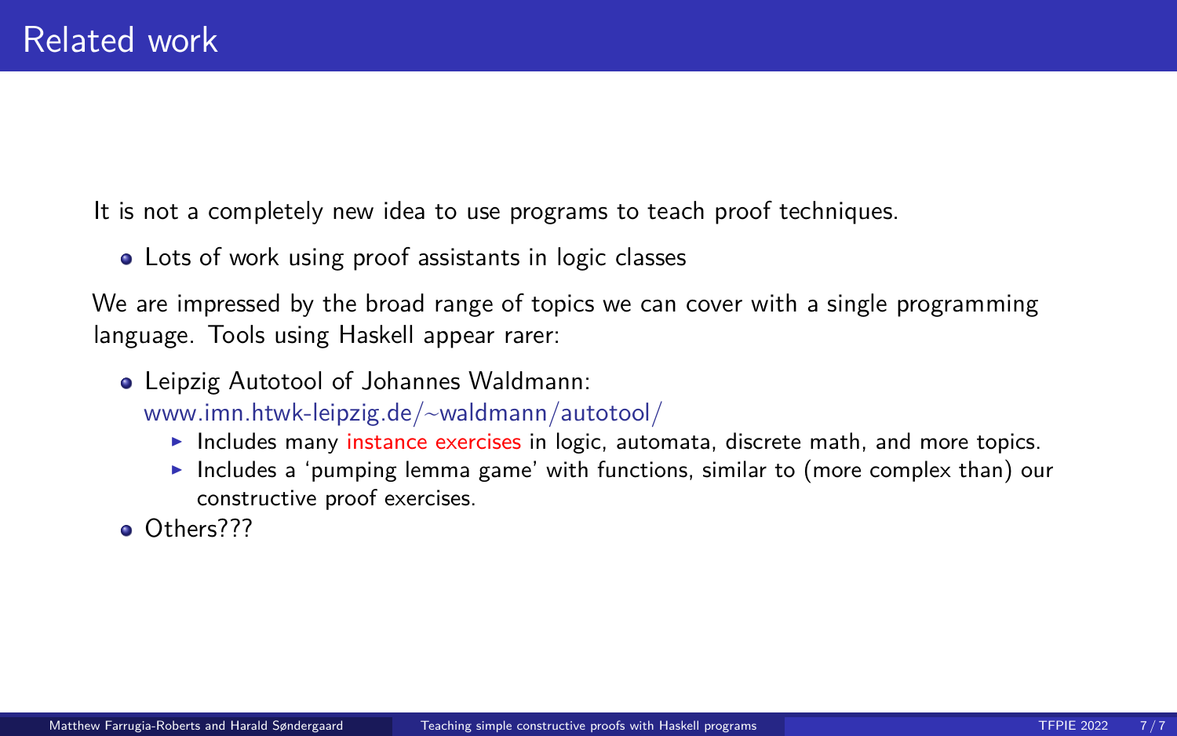# Related work

It is not a completely new idea to use programs to teach proof techniques.

- Lots of work using proof assistants in logic classes

We are impressed by the broad range of topics we can cover with a single programming language. Tools using Haskell appear rarer:

- Leipzig Autotool of Johannes Waldmann: www.imn.htwk-leipzig.de/~waldmann/autotool/
  - Includes many instance exercises in logic, automata, discrete math, and more topics.
  - Includes a 'pumping lemma game' with functions, similar to (more complex than) our constructive proof exercises.
- Others???